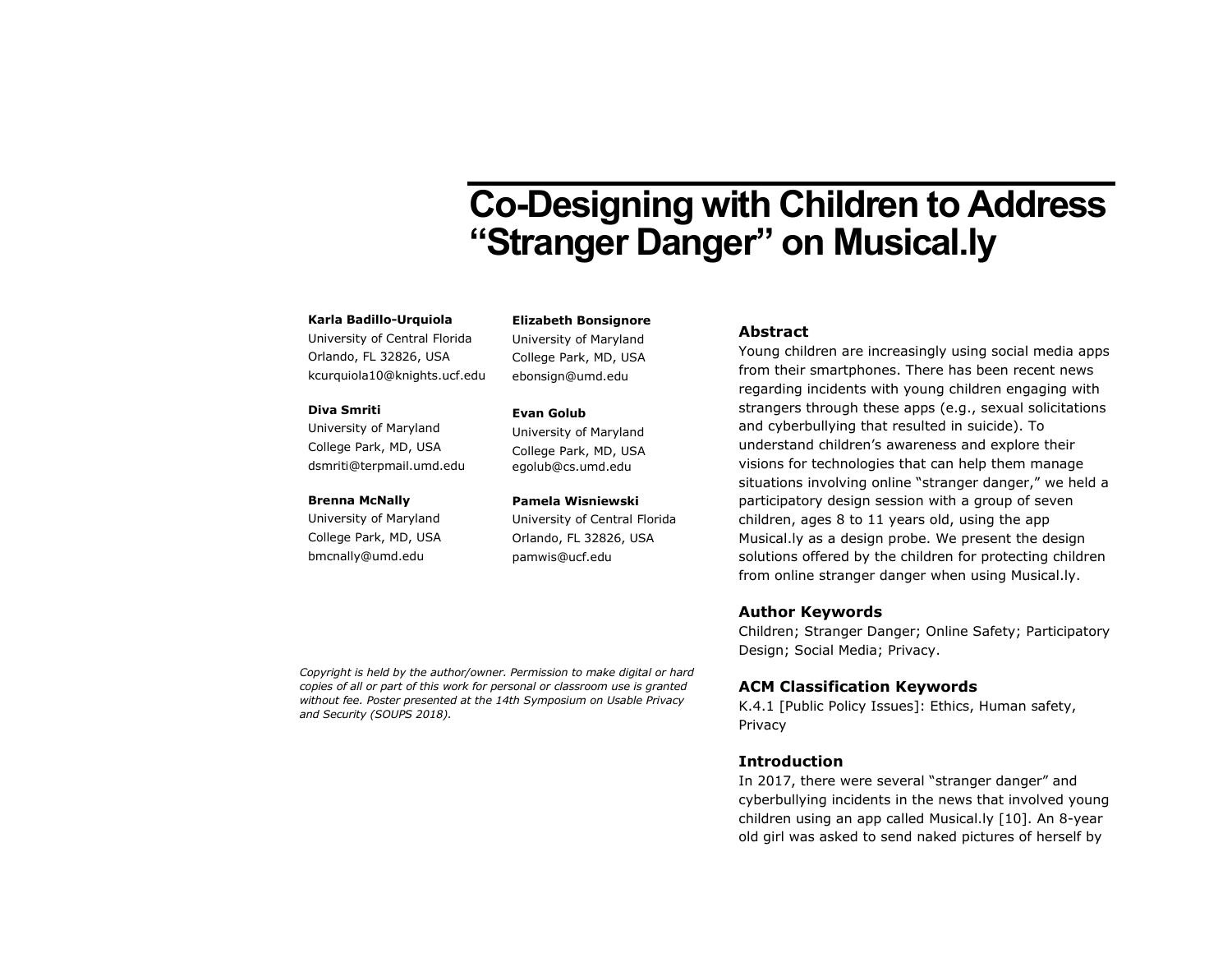# Co-Designing with Children to Address "Stranger Danger" on Musical.ly

**Karla Badillo-Urquiola**
University of Central Florida
Orlando, FL 32826, USA
kcurquiola10@knights.ucf.edu

**Diva Smriti**
University of Maryland
College Park, MD, USA
dsmriti@terpmail.umd.edu

**Brenna McNally**
University of Maryland
College Park, MD, USA
bmcnally@umd.edu

**Elizabeth Bonsignore**
University of Maryland
College Park, MD, USA
ebonsign@umd.edu

**Evan Golub**
University of Maryland
College Park, MD, USA
egolub@cs.umd.edu

**Pamela Wisniewski**
University of Central Florida
Orlando, FL 32826, USA
pamwis@ucf.edu

*Copyright is held by the author/owner. Permission to make digital or hard copies of all or part of this work for personal or classroom use is granted without fee. Poster presented at the 14th Symposium on Usable Privacy and Security (SOUPS 2018).*

## Abstract

Young children are increasingly using social media apps from their smartphones. There has been recent news regarding incidents with young children engaging with strangers through these apps (e.g., sexual solicitations and cyberbullying that resulted in suicide). To understand children's awareness and explore their visions for technologies that can help them manage situations involving online "stranger danger," we held a participatory design session with a group of seven children, ages 8 to 11 years old, using the app Musical.ly as a design probe. We present the design solutions offered by the children for protecting children from online stranger danger when using Musical.ly.

## Author Keywords

Children; Stranger Danger; Online Safety; Participatory Design; Social Media; Privacy.

## ACM Classification Keywords

K.4.1 [Public Policy Issues]: Ethics, Human safety, Privacy

## Introduction

In 2017, there were several "stranger danger" and cyberbullying incidents in the news that involved young children using an app called Musical.ly [10]. An 8-year old girl was asked to send naked pictures of herself by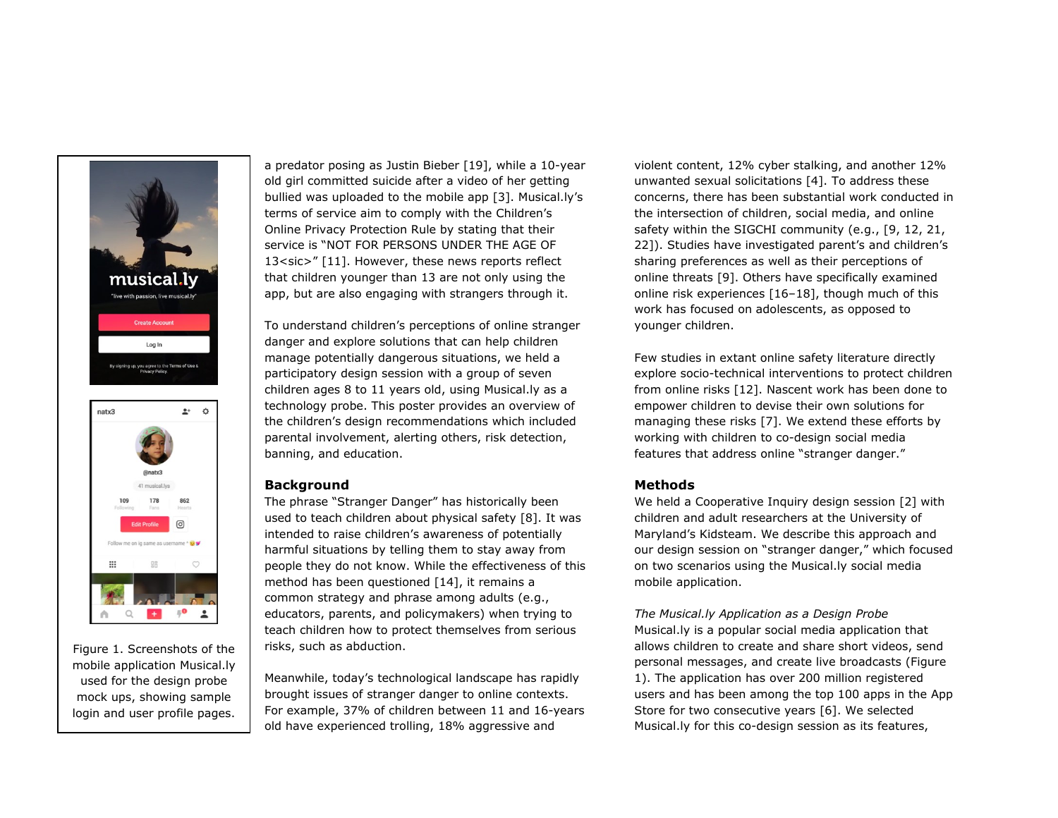Figure 1. Screenshots of the mobile application Musical.ly used for the design probe mock ups, showing sample login and user profile pages.

a predator posing as Justin Bieber [19], while a 10-year old girl committed suicide after a video of her getting bullied was uploaded to the mobile app [3]. Musical.ly's terms of service aim to comply with the Children's Online Privacy Protection Rule by stating that their service is "NOT FOR PERSONS UNDER THE AGE OF 13<sic>" [11]. However, these news reports reflect that children younger than 13 are not only using the app, but are also engaging with strangers through it.

To understand children's perceptions of online stranger danger and explore solutions that can help children manage potentially dangerous situations, we held a participatory design session with a group of seven children ages 8 to 11 years old, using Musical.ly as a technology probe. This poster provides an overview of the children's design recommendations which included parental involvement, alerting others, risk detection, banning, and education.

## Background

The phrase "Stranger Danger" has historically been used to teach children about physical safety [8]. It was intended to raise children's awareness of potentially harmful situations by telling them to stay away from people they do not know. While the effectiveness of this method has been questioned [14], it remains a common strategy and phrase among adults (e.g., educators, parents, and policymakers) when trying to teach children how to protect themselves from serious risks, such as abduction.

Meanwhile, today's technological landscape has rapidly brought issues of stranger danger to online contexts. For example, 37% of children between 11 and 16-years old have experienced trolling, 18% aggressive and violent content, 12% cyber stalking, and another 12% unwanted sexual solicitations [4]. To address these concerns, there has been substantial work conducted in the intersection of children, social media, and online safety within the SIGCHI community (e.g., [9, 12, 21, 22]). Studies have investigated parent's and children's sharing preferences as well as their perceptions of online threats [9]. Others have specifically examined online risk experiences [16–18], though much of this work has focused on adolescents, as opposed to younger children.

Few studies in extant online safety literature directly explore socio-technical interventions to protect children from online risks [12]. Nascent work has been done to empower children to devise their own solutions for managing these risks [7]. We extend these efforts by working with children to co-design social media features that address online "stranger danger."

## Methods

We held a Cooperative Inquiry design session [2] with children and adult researchers at the University of Maryland's Kidsteam. We describe this approach and our design session on "stranger danger," which focused on two scenarios using the Musical.ly social media mobile application.

*The Musical.ly Application as a Design Probe*

Musical.ly is a popular social media application that allows children to create and share short videos, send personal messages, and create live broadcasts (Figure 1). The application has over 200 million registered users and has been among the top 100 apps in the App Store for two consecutive years [6]. We selected Musical.ly for this co-design session as its features,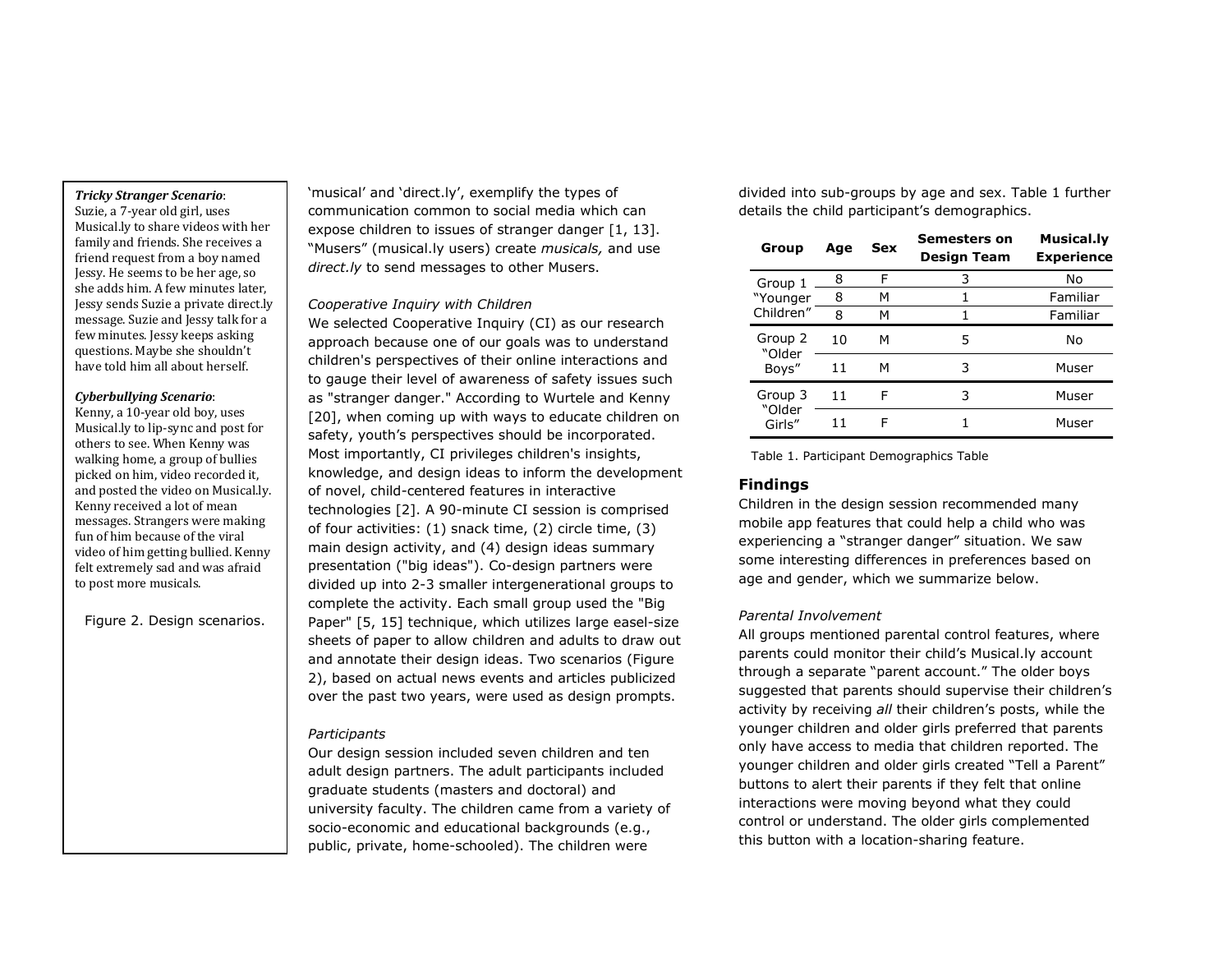***Tricky Stranger Scenario***:
Suzie, a 7-year old girl, uses Musical.ly to share videos with her family and friends. She receives a friend request from a boy named Jessy. He seems to be her age, so she adds him. A few minutes later, Jessy sends Suzie a private direct.ly message. Suzie and Jessy talk for a few minutes. Jessy keeps asking questions. Maybe she shouldn't have told him all about herself.

***Cyberbullying Scenario***:
Kenny, a 10-year old boy, uses Musical.ly to lip-sync and post for others to see. When Kenny was walking home, a group of bullies picked on him, video recorded it, and posted the video on Musical.ly. Kenny received a lot of mean messages. Strangers were making fun of him because of the viral video of him getting bullied. Kenny felt extremely sad and was afraid to post more musicals.

Figure 2. Design scenarios.

'musical' and 'direct.ly', exemplify the types of communication common to social media which can expose children to issues of stranger danger [1, 13]. "Musers" (musical.ly users) create *musicals,* and use *direct.ly* to send messages to other Musers.

*Cooperative Inquiry with Children*
We selected Cooperative Inquiry (CI) as our research approach because one of our goals was to understand children's perspectives of their online interactions and to gauge their level of awareness of safety issues such as "stranger danger." According to Wurtele and Kenny [20], when coming up with ways to educate children on safety, youth's perspectives should be incorporated. Most importantly, CI privileges children's insights, knowledge, and design ideas to inform the development of novel, child-centered features in interactive technologies [2]. A 90-minute CI session is comprised of four activities: (1) snack time, (2) circle time, (3) main design activity, and (4) design ideas summary presentation ("big ideas"). Co-design partners were divided up into 2-3 smaller intergenerational groups to complete the activity. Each small group used the "Big Paper" [5, 15] technique, which utilizes large easel-size sheets of paper to allow children and adults to draw out and annotate their design ideas. Two scenarios (Figure 2), based on actual news events and articles publicized over the past two years, were used as design prompts.

*Participants*
Our design session included seven children and ten adult design partners. The adult participants included graduate students (masters and doctoral) and university faculty. The children came from a variety of socio-economic and educational backgrounds (e.g., public, private, home-schooled). The children were divided into sub-groups by age and sex. Table 1 further details the child participant's demographics.

| Group | Age | Sex | Semesters on Design Team | Musical.ly Experience |
|---|---|---|---|---|
| Group 1 "Younger Children" | 8 | F | 3 | No |
| | 8 | M | 1 | Familiar |
| | 8 | M | 1 | Familiar |
| Group 2 "Older Boys" | 10 | M | 5 | No |
| | 11 | M | 3 | Muser |
| Group 3 "Older Girls" | 11 | F | 3 | Muser |
| | 11 | F | 1 | Muser |

Table 1. Participant Demographics Table

## Findings
Children in the design session recommended many mobile app features that could help a child who was experiencing a "stranger danger" situation. We saw some interesting differences in preferences based on age and gender, which we summarize below.

*Parental Involvement*
All groups mentioned parental control features, where parents could monitor their child's Musical.ly account through a separate "parent account." The older boys suggested that parents should supervise their children's activity by receiving *all* their children's posts, while the younger children and older girls preferred that parents only have access to media that children reported. The younger children and older girls created "Tell a Parent" buttons to alert their parents if they felt that online interactions were moving beyond what they could control or understand. The older girls complemented this button with a location-sharing feature.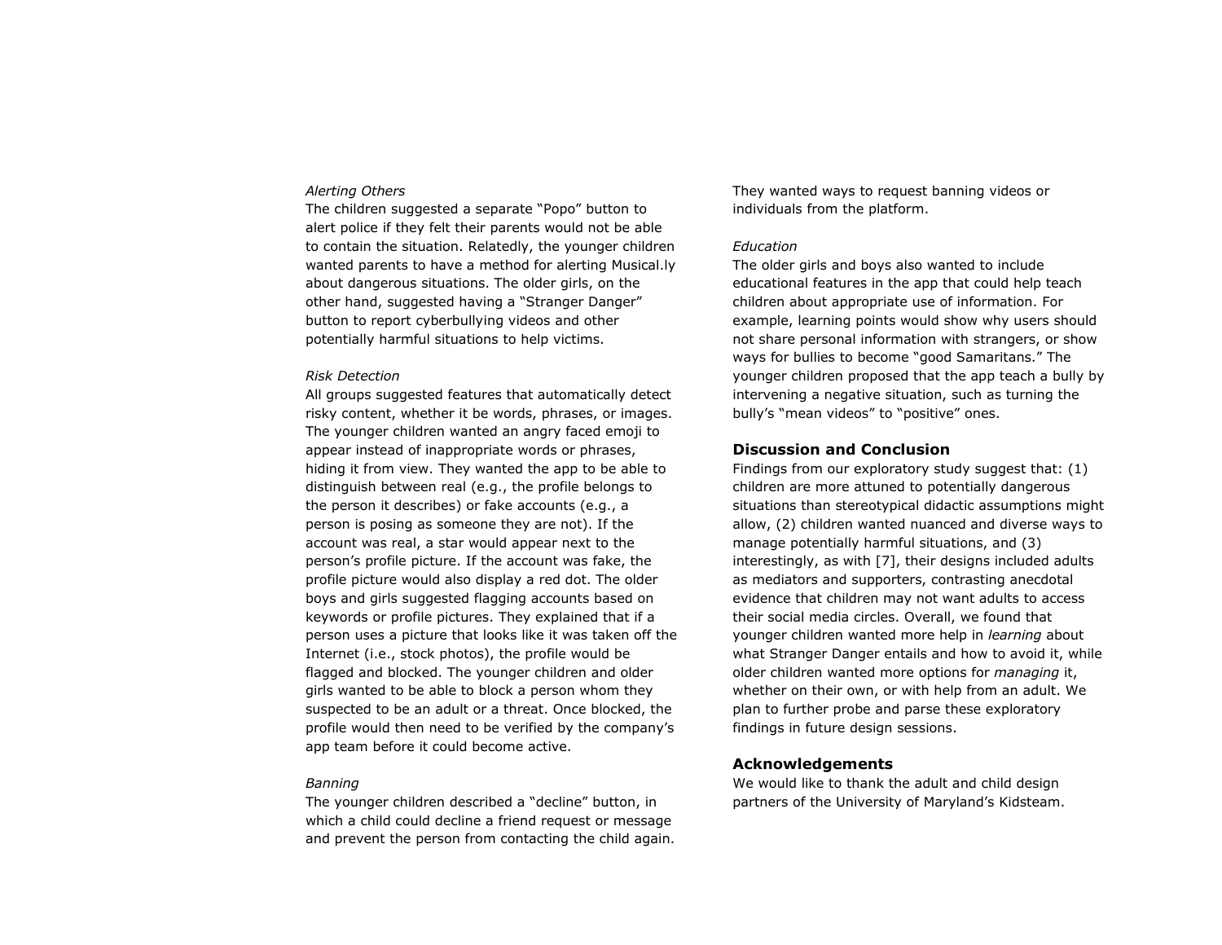*Alerting Others*

The children suggested a separate “Popo” button to alert police if they felt their parents would not be able to contain the situation. Relatedly, the younger children wanted parents to have a method for alerting Musical.ly about dangerous situations. The older girls, on the other hand, suggested having a “Stranger Danger” button to report cyberbullying videos and other potentially harmful situations to help victims.

*Risk Detection*

All groups suggested features that automatically detect risky content, whether it be words, phrases, or images. The younger children wanted an angry faced emoji to appear instead of inappropriate words or phrases, hiding it from view. They wanted the app to be able to distinguish between real (e.g., the profile belongs to the person it describes) or fake accounts (e.g., a person is posing as someone they are not). If the account was real, a star would appear next to the person’s profile picture. If the account was fake, the profile picture would also display a red dot. The older boys and girls suggested flagging accounts based on keywords or profile pictures. They explained that if a person uses a picture that looks like it was taken off the Internet (i.e., stock photos), the profile would be flagged and blocked. The younger children and older girls wanted to be able to block a person whom they suspected to be an adult or a threat. Once blocked, the profile would then need to be verified by the company’s app team before it could become active.

*Banning*

The younger children described a “decline” button, in which a child could decline a friend request or message and prevent the person from contacting the child again. They wanted ways to request banning videos or individuals from the platform.

*Education*

The older girls and boys also wanted to include educational features in the app that could help teach children about appropriate use of information. For example, learning points would show why users should not share personal information with strangers, or show ways for bullies to become “good Samaritans.” The younger children proposed that the app teach a bully by intervening a negative situation, such as turning the bully’s “mean videos” to “positive” ones.

## Discussion and Conclusion

Findings from our exploratory study suggest that: (1) children are more attuned to potentially dangerous situations than stereotypical didactic assumptions might allow, (2) children wanted nuanced and diverse ways to manage potentially harmful situations, and (3) interestingly, as with [7], their designs included adults as mediators and supporters, contrasting anecdotal evidence that children may not want adults to access their social media circles. Overall, we found that younger children wanted more help in *learning* about what Stranger Danger entails and how to avoid it, while older children wanted more options for *managing* it, whether on their own, or with help from an adult. We plan to further probe and parse these exploratory findings in future design sessions.

## Acknowledgements

We would like to thank the adult and child design partners of the University of Maryland’s Kidsteam.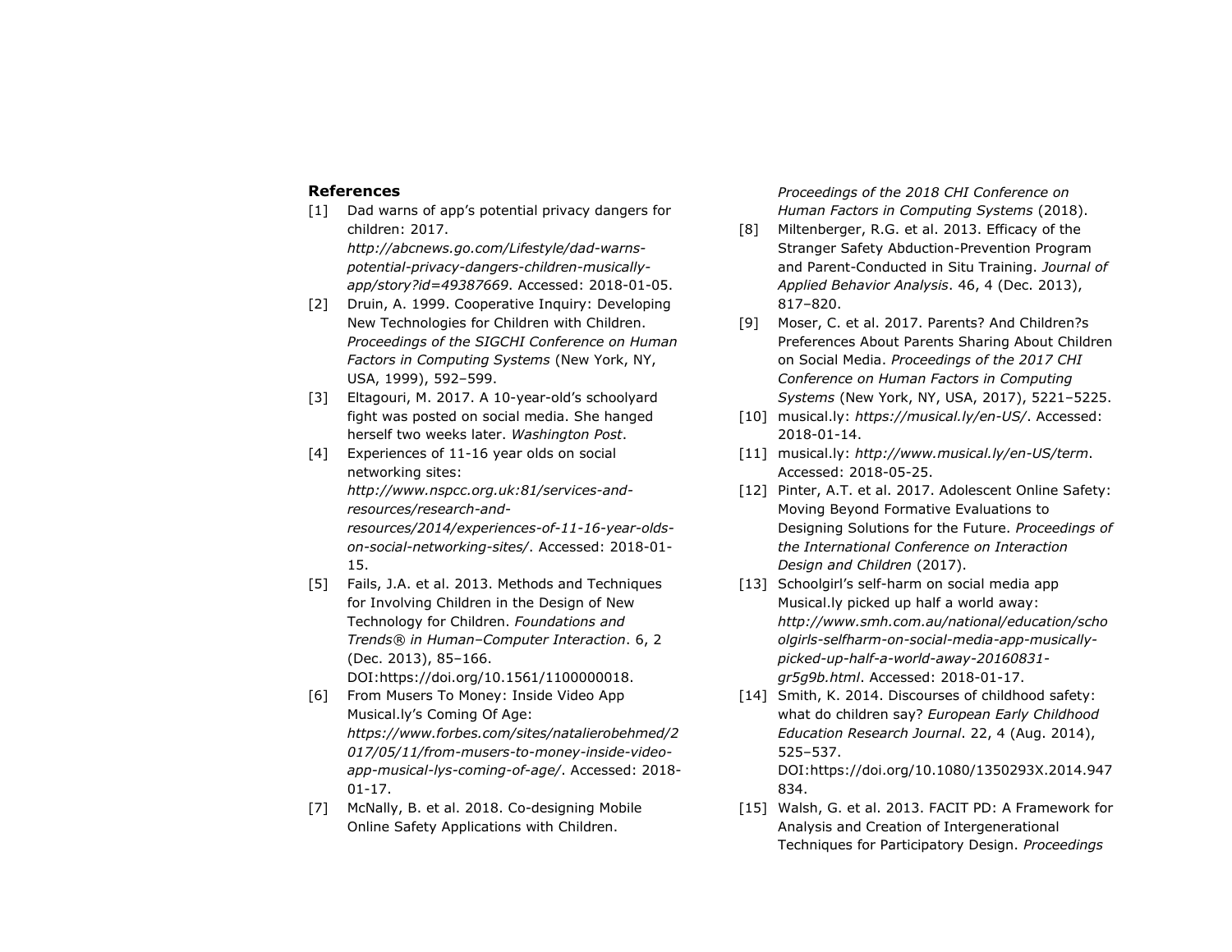## References

[1] Dad warns of app's potential privacy dangers for children: 2017. *http://abcnews.go.com/Lifestyle/dad-warns-potential-privacy-dangers-children-musically-app/story?id=49387669*. Accessed: 2018-01-05.

[2] Druin, A. 1999. Cooperative Inquiry: Developing New Technologies for Children with Children. *Proceedings of the SIGCHI Conference on Human Factors in Computing Systems* (New York, NY, USA, 1999), 592–599.

[3] Eltagouri, M. 2017. A 10-year-old's schoolyard fight was posted on social media. She hanged herself two weeks later. *Washington Post*.

[4] Experiences of 11-16 year olds on social networking sites: *http://www.nspcc.org.uk:81/services-and-resources/research-and-resources/2014/experiences-of-11-16-year-olds-on-social-networking-sites/*. Accessed: 2018-01-15.

[5] Fails, J.A. et al. 2013. Methods and Techniques for Involving Children in the Design of New Technology for Children. *Foundations and Trends® in Human–Computer Interaction*. 6, 2 (Dec. 2013), 85–166. DOI:https://doi.org/10.1561/1100000018.

[6] From Musers To Money: Inside Video App Musical.ly's Coming Of Age: *https://www.forbes.com/sites/natalierobehmed/2017/05/11/from-musers-to-money-inside-video-app-musical-lys-coming-of-age/*. Accessed: 2018-01-17.

[7] McNally, B. et al. 2018. Co-designing Mobile Online Safety Applications with Children. *Proceedings of the 2018 CHI Conference on Human Factors in Computing Systems* (2018).

[8] Miltenberger, R.G. et al. 2013. Efficacy of the Stranger Safety Abduction-Prevention Program and Parent-Conducted in Situ Training. *Journal of Applied Behavior Analysis*. 46, 4 (Dec. 2013), 817–820.

[9] Moser, C. et al. 2017. Parents? And Children?s Preferences About Parents Sharing About Children on Social Media. *Proceedings of the 2017 CHI Conference on Human Factors in Computing Systems* (New York, NY, USA, 2017), 5221–5225.

[10] musical.ly: *https://musical.ly/en-US/*. Accessed: 2018-01-14.

[11] musical.ly: *http://www.musical.ly/en-US/term*. Accessed: 2018-05-25.

[12] Pinter, A.T. et al. 2017. Adolescent Online Safety: Moving Beyond Formative Evaluations to Designing Solutions for the Future. *Proceedings of the International Conference on Interaction Design and Children* (2017).

[13] Schoolgirl's self-harm on social media app Musical.ly picked up half a world away: *http://www.smh.com.au/national/education/schoolgirls-selfharm-on-social-media-app-musically-picked-up-half-a-world-away-20160831-gr5g9b.html*. Accessed: 2018-01-17.

[14] Smith, K. 2014. Discourses of childhood safety: what do children say? *European Early Childhood Education Research Journal*. 22, 4 (Aug. 2014), 525–537. DOI:https://doi.org/10.1080/1350293X.2014.947834.

[15] Walsh, G. et al. 2013. FACIT PD: A Framework for Analysis and Creation of Intergenerational Techniques for Participatory Design. *Proceedings*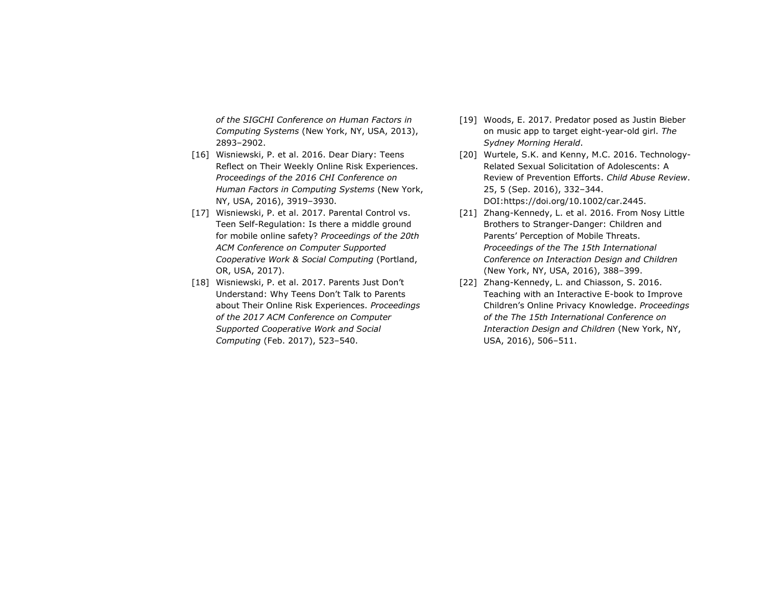*of the SIGCHI Conference on Human Factors in Computing Systems* (New York, NY, USA, 2013), 2893–2902.

[16] Wisniewski, P. et al. 2016. Dear Diary: Teens Reflect on Their Weekly Online Risk Experiences. *Proceedings of the 2016 CHI Conference on Human Factors in Computing Systems* (New York, NY, USA, 2016), 3919–3930.

[17] Wisniewski, P. et al. 2017. Parental Control vs. Teen Self-Regulation: Is there a middle ground for mobile online safety? *Proceedings of the 20th ACM Conference on Computer Supported Cooperative Work & Social Computing* (Portland, OR, USA, 2017).

[18] Wisniewski, P. et al. 2017. Parents Just Don't Understand: Why Teens Don't Talk to Parents about Their Online Risk Experiences. *Proceedings of the 2017 ACM Conference on Computer Supported Cooperative Work and Social Computing* (Feb. 2017), 523–540.

[19] Woods, E. 2017. Predator posed as Justin Bieber on music app to target eight-year-old girl. *The Sydney Morning Herald*.

[20] Wurtele, S.K. and Kenny, M.C. 2016. Technology-Related Sexual Solicitation of Adolescents: A Review of Prevention Efforts. *Child Abuse Review*. 25, 5 (Sep. 2016), 332–344. DOI:https://doi.org/10.1002/car.2445.

[21] Zhang-Kennedy, L. et al. 2016. From Nosy Little Brothers to Stranger-Danger: Children and Parents' Perception of Mobile Threats. *Proceedings of the The 15th International Conference on Interaction Design and Children* (New York, NY, USA, 2016), 388–399.

[22] Zhang-Kennedy, L. and Chiasson, S. 2016. Teaching with an Interactive E-book to Improve Children's Online Privacy Knowledge. *Proceedings of the The 15th International Conference on Interaction Design and Children* (New York, NY, USA, 2016), 506–511.